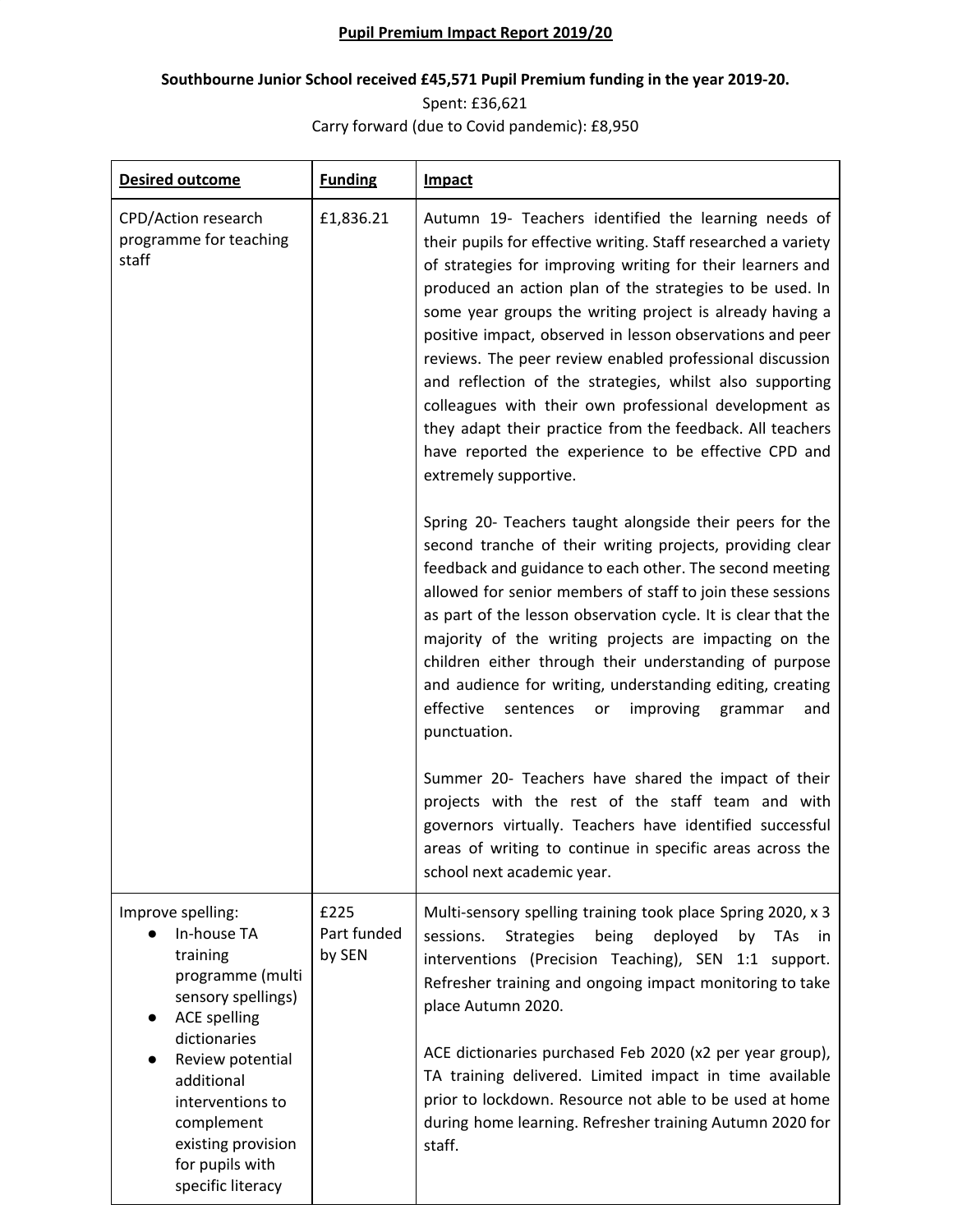# Pupil Premium Impact Report 2019/20

**Southbourne Junior School received £45,571 Pupil Premium funding in the year 2019-20.**

Spent: £36,621

Carry forward (due to Covid pandemic): £8,950

| **Desired outcome** | **Funding** | **Impact** |
|---|---|---|
| CPD/Action research programme for teaching staff | £1,836.21 | Autumn 19- Teachers identified the learning needs of their pupils for effective writing. Staff researched a variety of strategies for improving writing for their learners and produced an action plan of the strategies to be used. In some year groups the writing project is already having a positive impact, observed in lesson observations and peer reviews. The peer review enabled professional discussion and reflection of the strategies, whilst also supporting colleagues with their own professional development as they adapt their practice from the feedback. All teachers have reported the experience to be effective CPD and extremely supportive.<br><br>Spring 20- Teachers taught alongside their peers for the second tranche of their writing projects, providing clear feedback and guidance to each other. The second meeting allowed for senior members of staff to join these sessions as part of the lesson observation cycle. It is clear that the majority of the writing projects are impacting on the children either through their understanding of purpose and audience for writing, understanding editing, creating effective sentences or improving grammar and punctuation.<br><br>Summer 20- Teachers have shared the impact of their projects with the rest of the staff team and with governors virtually. Teachers have identified successful areas of writing to continue in specific areas across the school next academic year. |
| Improve spelling:<br>• In-house TA training programme (multi sensory spellings)<br>• ACE spelling dictionaries<br>• Review potential additional interventions to complement existing provision for pupils with specific literacy | £225<br>Part funded by SEN | Multi-sensory spelling training took place Spring 2020, x 3 sessions. Strategies being deployed by TAs in interventions (Precision Teaching), SEN 1:1 support. Refresher training and ongoing impact monitoring to take place Autumn 2020.<br><br>ACE dictionaries purchased Feb 2020 (x2 per year group), TA training delivered. Limited impact in time available prior to lockdown. Resource not able to be used at home during home learning. Refresher training Autumn 2020 for staff. |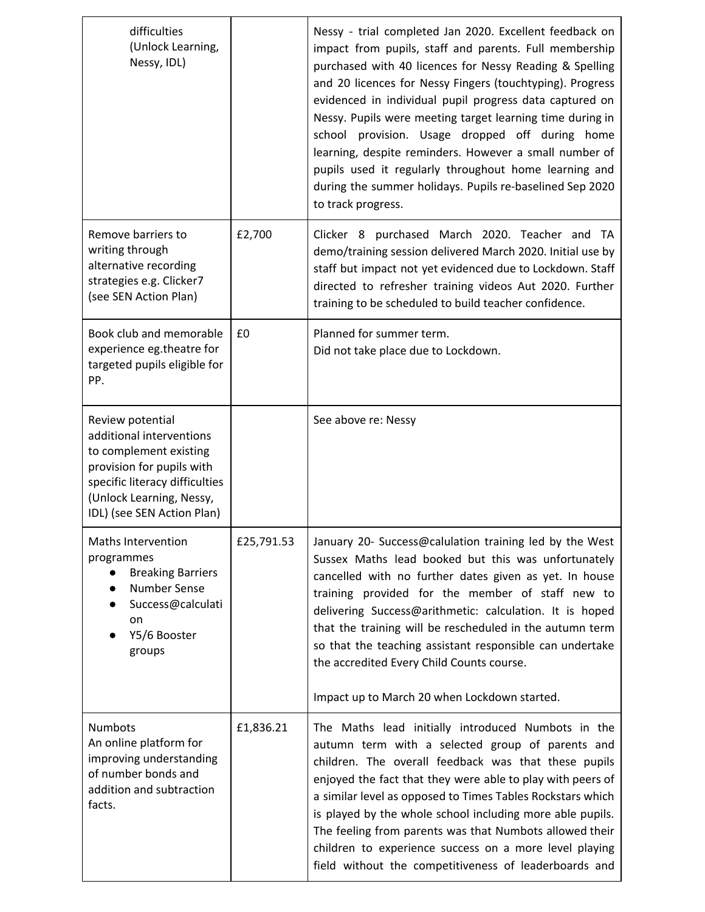| | | |
|---|---|---|
| difficulties (Unlock Learning, Nessy, IDL) | | Nessy - trial completed Jan 2020. Excellent feedback on impact from pupils, staff and parents. Full membership purchased with 40 licences for Nessy Reading & Spelling and 20 licences for Nessy Fingers (touchtyping). Progress evidenced in individual pupil progress data captured on Nessy. Pupils were meeting target learning time during in school provision. Usage dropped off during home learning, despite reminders. However a small number of pupils used it regularly throughout home learning and during the summer holidays. Pupils re-baselined Sep 2020 to track progress. |
| Remove barriers to writing through alternative recording strategies e.g. Clicker7 (see SEN Action Plan) | £2,700 | Clicker 8 purchased March 2020. Teacher and TA demo/training session delivered March 2020. Initial use by staff but impact not yet evidenced due to Lockdown. Staff directed to refresher training videos Aut 2020. Further training to be scheduled to build teacher confidence. |
| Book club and memorable experience eg.theatre for targeted pupils eligible for PP. | £0 | Planned for summer term.<br>Did not take place due to Lockdown. |
| Review potential additional interventions to complement existing provision for pupils with specific literacy difficulties (Unlock Learning, Nessy, IDL) (see SEN Action Plan) | | See above re: Nessy |
| Maths Intervention programmes<br>• Breaking Barriers<br>• Number Sense<br>• Success@calculation<br>• Y5/6 Booster groups | £25,791.53 | January 20- Success@calulation training led by the West Sussex Maths lead booked but this was unfortunately cancelled with no further dates given as yet. In house training provided for the member of staff new to delivering Success@arithmetic: calculation. It is hoped that the training will be rescheduled in the autumn term so that the teaching assistant responsible can undertake the accredited Every Child Counts course.<br><br>Impact up to March 20 when Lockdown started. |
| Numbots<br>An online platform for improving understanding of number bonds and addition and subtraction facts. | £1,836.21 | The Maths lead initially introduced Numbots in the autumn term with a selected group of parents and children. The overall feedback was that these pupils enjoyed the fact that they were able to play with peers of a similar level as opposed to Times Tables Rockstars which is played by the whole school including more able pupils. The feeling from parents was that Numbots allowed their children to experience success on a more level playing field without the competitiveness of leaderboards and |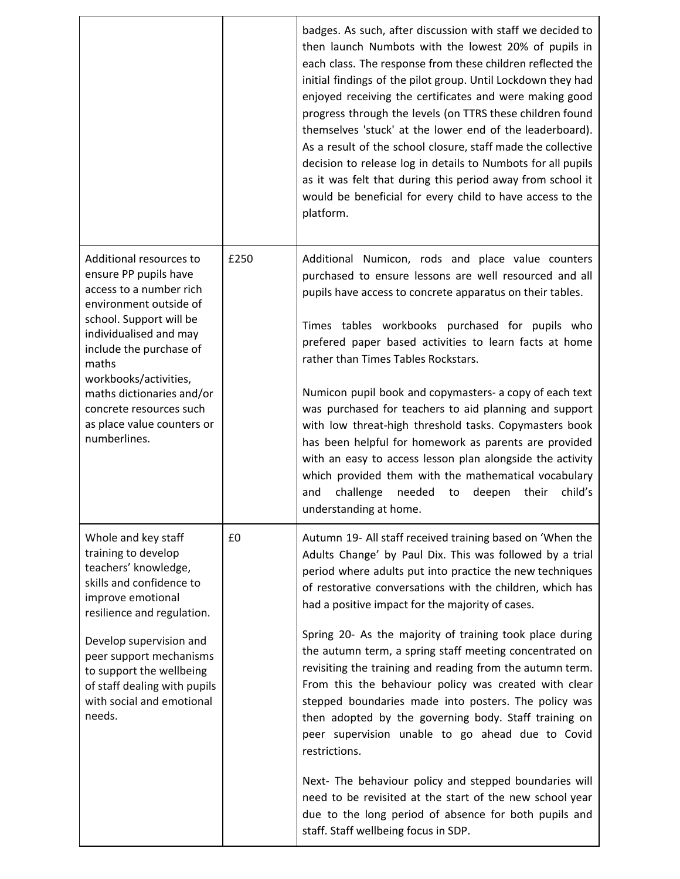| | | |
|---|---|---|
| | | badges. As such, after discussion with staff we decided to then launch Numbots with the lowest 20% of pupils in each class. The response from these children reflected the initial findings of the pilot group. Until Lockdown they had enjoyed receiving the certificates and were making good progress through the levels (on TTRS these children found themselves 'stuck' at the lower end of the leaderboard). As a result of the school closure, staff made the collective decision to release log in details to Numbots for all pupils as it was felt that during this period away from school it would be beneficial for every child to have access to the platform. |
| Additional resources to ensure PP pupils have access to a number rich environment outside of school. Support will be individualised and may include the purchase of maths workbooks/activities, maths dictionaries and/or concrete resources such as place value counters or numberlines. | £250 | Additional Numicon, rods and place value counters purchased to ensure lessons are well resourced and all pupils have access to concrete apparatus on their tables.<br><br>Times tables workbooks purchased for pupils who prefered paper based activities to learn facts at home rather than Times Tables Rockstars.<br><br>Numicon pupil book and copymasters- a copy of each text was purchased for teachers to aid planning and support with low threat-high threshold tasks. Copymasters book has been helpful for homework as parents are provided with an easy to access lesson plan alongside the activity which provided them with the mathematical vocabulary and challenge needed to deepen their child's understanding at home. |
| Whole and key staff training to develop teachers' knowledge, skills and confidence to improve emotional resilience and regulation.<br><br>Develop supervision and peer support mechanisms to support the wellbeing of staff dealing with pupils with social and emotional needs. | £0 | Autumn 19- All staff received training based on 'When the Adults Change' by Paul Dix. This was followed by a trial period where adults put into practice the new techniques of restorative conversations with the children, which has had a positive impact for the majority of cases.<br><br>Spring 20- As the majority of training took place during the autumn term, a spring staff meeting concentrated on revisiting the training and reading from the autumn term. From this the behaviour policy was created with clear stepped boundaries made into posters. The policy was then adopted by the governing body. Staff training on peer supervision unable to go ahead due to Covid restrictions.<br><br>Next- The behaviour policy and stepped boundaries will need to be revisited at the start of the new school year due to the long period of absence for both pupils and staff. Staff wellbeing focus in SDP. |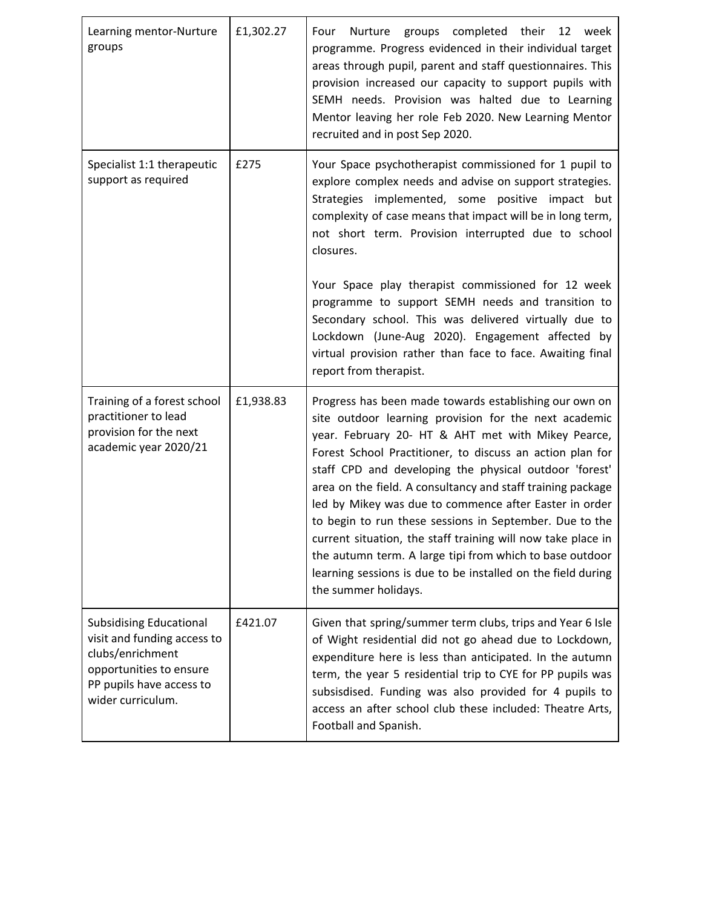| | | |
|---|---|---|
| Learning mentor-Nurture groups | £1,302.27 | Four Nurture groups completed their 12 week programme. Progress evidenced in their individual target areas through pupil, parent and staff questionnaires. This provision increased our capacity to support pupils with SEMH needs. Provision was halted due to Learning Mentor leaving her role Feb 2020. New Learning Mentor recruited and in post Sep 2020. |
| Specialist 1:1 therapeutic support as required | £275 | Your Space psychotherapist commissioned for 1 pupil to explore complex needs and advise on support strategies. Strategies implemented, some positive impact but complexity of case means that impact will be in long term, not short term. Provision interrupted due to school closures.<br><br>Your Space play therapist commissioned for 12 week programme to support SEMH needs and transition to Secondary school. This was delivered virtually due to Lockdown (June-Aug 2020). Engagement affected by virtual provision rather than face to face. Awaiting final report from therapist. |
| Training of a forest school practitioner to lead provision for the next academic year 2020/21 | £1,938.83 | Progress has been made towards establishing our own on site outdoor learning provision for the next academic year. February 20- HT & AHT met with Mikey Pearce, Forest School Practitioner, to discuss an action plan for staff CPD and developing the physical outdoor 'forest' area on the field. A consultancy and staff training package led by Mikey was due to commence after Easter in order to begin to run these sessions in September. Due to the current situation, the staff training will now take place in the autumn term. A large tipi from which to base outdoor learning sessions is due to be installed on the field during the summer holidays. |
| Subsidising Educational visit and funding access to clubs/enrichment opportunities to ensure PP pupils have access to wider curriculum. | £421.07 | Given that spring/summer term clubs, trips and Year 6 Isle of Wight residential did not go ahead due to Lockdown, expenditure here is less than anticipated. In the autumn term, the year 5 residential trip to CYE for PP pupils was subsisdised. Funding was also provided for 4 pupils to access an after school club these included: Theatre Arts, Football and Spanish. |